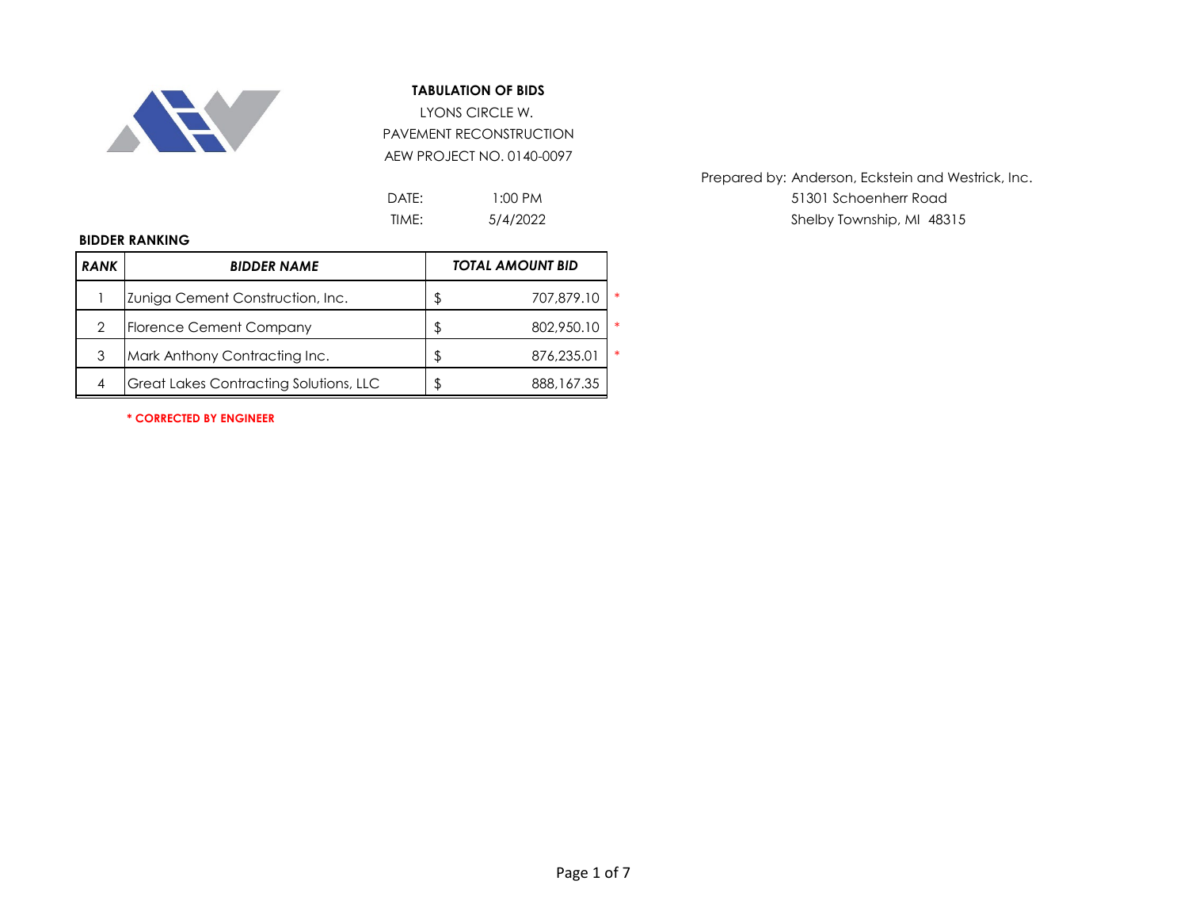**TABULATION OF BIDS**

LYONS CIRCLE W.

PAVEMENT RECONSTRUCTION

AEW PROJECT NO. 0140-0097

Prepared by: Anderson, Eckstein and Westrick, Inc.
51301 Schoenherr Road
Shelby Township, MI 48315

DATE: 1:00 PM

TIME: 5/4/2022

**BIDDER RANKING**

| ***RANK*** | ***BIDDER NAME*** | ***TOTAL AMOUNT BID*** | |
|---|---|---|---|
| 1 | Zuniga Cement Construction, Inc. | $ 707,879.10 | * |
| 2 | Florence Cement Company | $ 802,950.10 | * |
| 3 | Mark Anthony Contracting Inc. | $ 876,235.01 | * |
| 4 | Great Lakes Contracting Solutions, LLC | $ 888,167.35 | |

**\* CORRECTED BY ENGINEER**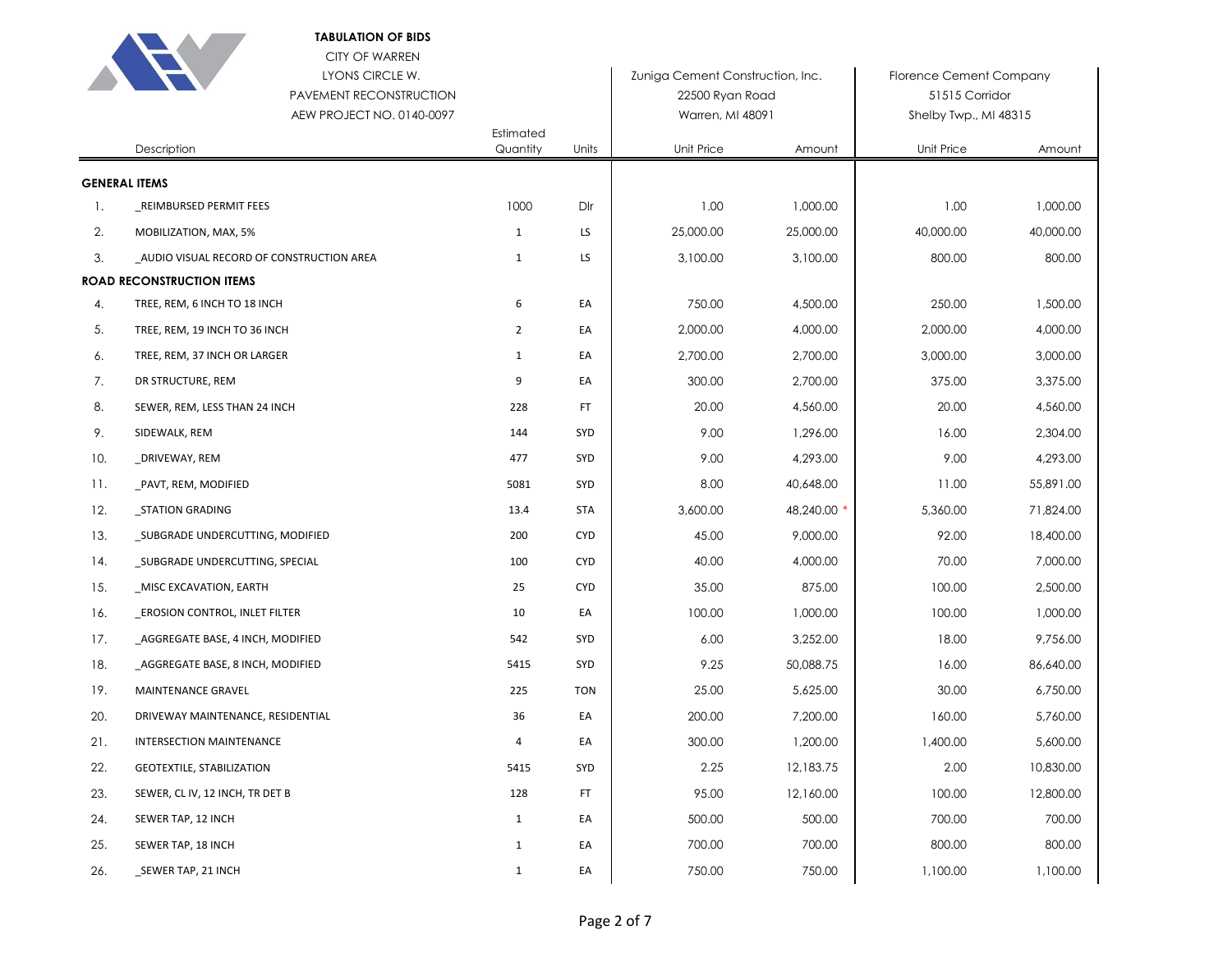**TABULATION OF BIDS**

CITY OF WARREN
LYONS CIRCLE W.
PAVEMENT RECONSTRUCTION
AEW PROJECT NO. 0140-0097

| | Description | Estimated Quantity | Units | Zuniga Cement Construction, Inc. 22500 Ryan Road Warren, MI 48091 Unit Price | Amount | Florence Cement Company 51515 Corridor Shelby Twp., MI 48315 Unit Price | Amount |
|---|---|---|---|---|---|---|---|
| **GENERAL ITEMS** | | | | | | | |
| 1. | _REIMBURSED PERMIT FEES | 1000 | Dlr | 1.00 | 1,000.00 | 1.00 | 1,000.00 |
| 2. | MOBILIZATION, MAX, 5% | 1 | LS | 25,000.00 | 25,000.00 | 40,000.00 | 40,000.00 |
| 3. | _AUDIO VISUAL RECORD OF CONSTRUCTION AREA | 1 | LS | 3,100.00 | 3,100.00 | 800.00 | 800.00 |
| **ROAD RECONSTRUCTION ITEMS** | | | | | | | |
| 4. | TREE, REM, 6 INCH TO 18 INCH | 6 | EA | 750.00 | 4,500.00 | 250.00 | 1,500.00 |
| 5. | TREE, REM, 19 INCH TO 36 INCH | 2 | EA | 2,000.00 | 4,000.00 | 2,000.00 | 4,000.00 |
| 6. | TREE, REM, 37 INCH OR LARGER | 1 | EA | 2,700.00 | 2,700.00 | 3,000.00 | 3,000.00 |
| 7. | DR STRUCTURE, REM | 9 | EA | 300.00 | 2,700.00 | 375.00 | 3,375.00 |
| 8. | SEWER, REM, LESS THAN 24 INCH | 228 | FT | 20.00 | 4,560.00 | 20.00 | 4,560.00 |
| 9. | SIDEWALK, REM | 144 | SYD | 9.00 | 1,296.00 | 16.00 | 2,304.00 |
| 10. | _DRIVEWAY, REM | 477 | SYD | 9.00 | 4,293.00 | 9.00 | 4,293.00 |
| 11. | _PAVT, REM, MODIFIED | 5081 | SYD | 8.00 | 40,648.00 | 11.00 | 55,891.00 |
| 12. | _STATION GRADING | 13.4 | STA | 3,600.00 | 48,240.00 * | 5,360.00 | 71,824.00 |
| 13. | _SUBGRADE UNDERCUTTING, MODIFIED | 200 | CYD | 45.00 | 9,000.00 | 92.00 | 18,400.00 |
| 14. | _SUBGRADE UNDERCUTTING, SPECIAL | 100 | CYD | 40.00 | 4,000.00 | 70.00 | 7,000.00 |
| 15. | _MISC EXCAVATION, EARTH | 25 | CYD | 35.00 | 875.00 | 100.00 | 2,500.00 |
| 16. | _EROSION CONTROL, INLET FILTER | 10 | EA | 100.00 | 1,000.00 | 100.00 | 1,000.00 |
| 17. | _AGGREGATE BASE, 4 INCH, MODIFIED | 542 | SYD | 6.00 | 3,252.00 | 18.00 | 9,756.00 |
| 18. | _AGGREGATE BASE, 8 INCH, MODIFIED | 5415 | SYD | 9.25 | 50,088.75 | 16.00 | 86,640.00 |
| 19. | MAINTENANCE GRAVEL | 225 | TON | 25.00 | 5,625.00 | 30.00 | 6,750.00 |
| 20. | DRIVEWAY MAINTENANCE, RESIDENTIAL | 36 | EA | 200.00 | 7,200.00 | 160.00 | 5,760.00 |
| 21. | INTERSECTION MAINTENANCE | 4 | EA | 300.00 | 1,200.00 | 1,400.00 | 5,600.00 |
| 22. | GEOTEXTILE, STABILIZATION | 5415 | SYD | 2.25 | 12,183.75 | 2.00 | 10,830.00 |
| 23. | SEWER, CL IV, 12 INCH, TR DET B | 128 | FT | 95.00 | 12,160.00 | 100.00 | 12,800.00 |
| 24. | SEWER TAP, 12 INCH | 1 | EA | 500.00 | 500.00 | 700.00 | 700.00 |
| 25. | SEWER TAP, 18 INCH | 1 | EA | 700.00 | 700.00 | 800.00 | 800.00 |
| 26. | _SEWER TAP, 21 INCH | 1 | EA | 750.00 | 750.00 | 1,100.00 | 1,100.00 |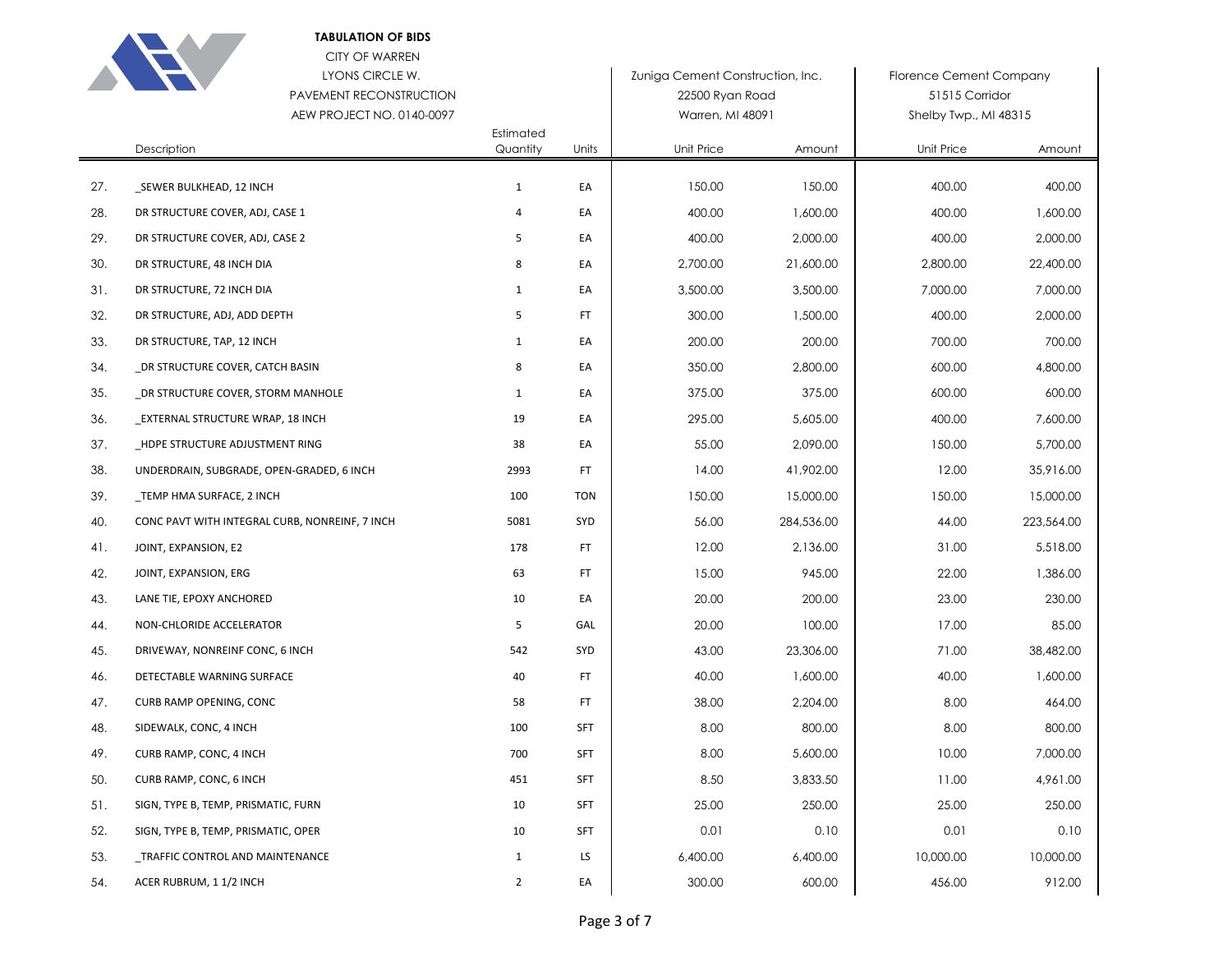**TABULATION OF BIDS**
CITY OF WARREN
LYONS CIRCLE W.
PAVEMENT RECONSTRUCTION
AEW PROJECT NO. 0140-0097

| | Description | Estimated Quantity | Units | Zuniga Cement Construction, Inc. 22500 Ryan Road Warren, MI 48091 | | Florence Cement Company 51515 Corridor Shelby Twp., MI 48315 | |
|---|---|---|---|---|---|---|---|
| | | | | Unit Price | Amount | Unit Price | Amount |
| 27. | _SEWER BULKHEAD, 12 INCH | 1 | EA | 150.00 | 150.00 | 400.00 | 400.00 |
| 28. | DR STRUCTURE COVER, ADJ, CASE 1 | 4 | EA | 400.00 | 1,600.00 | 400.00 | 1,600.00 |
| 29. | DR STRUCTURE COVER, ADJ, CASE 2 | 5 | EA | 400.00 | 2,000.00 | 400.00 | 2,000.00 |
| 30. | DR STRUCTURE, 48 INCH DIA | 8 | EA | 2,700.00 | 21,600.00 | 2,800.00 | 22,400.00 |
| 31. | DR STRUCTURE, 72 INCH DIA | 1 | EA | 3,500.00 | 3,500.00 | 7,000.00 | 7,000.00 |
| 32. | DR STRUCTURE, ADJ, ADD DEPTH | 5 | FT | 300.00 | 1,500.00 | 400.00 | 2,000.00 |
| 33. | DR STRUCTURE, TAP, 12 INCH | 1 | EA | 200.00 | 200.00 | 700.00 | 700.00 |
| 34. | _DR STRUCTURE COVER, CATCH BASIN | 8 | EA | 350.00 | 2,800.00 | 600.00 | 4,800.00 |
| 35. | _DR STRUCTURE COVER, STORM MANHOLE | 1 | EA | 375.00 | 375.00 | 600.00 | 600.00 |
| 36. | _EXTERNAL STRUCTURE WRAP, 18 INCH | 19 | EA | 295.00 | 5,605.00 | 400.00 | 7,600.00 |
| 37. | _HDPE STRUCTURE ADJUSTMENT RING | 38 | EA | 55.00 | 2,090.00 | 150.00 | 5,700.00 |
| 38. | UNDERDRAIN, SUBGRADE, OPEN-GRADED, 6 INCH | 2993 | FT | 14.00 | 41,902.00 | 12.00 | 35,916.00 |
| 39. | _TEMP HMA SURFACE, 2 INCH | 100 | TON | 150.00 | 15,000.00 | 150.00 | 15,000.00 |
| 40. | CONC PAVT WITH INTEGRAL CURB, NONREINF, 7 INCH | 5081 | SYD | 56.00 | 284,536.00 | 44.00 | 223,564.00 |
| 41. | JOINT, EXPANSION, E2 | 178 | FT | 12.00 | 2,136.00 | 31.00 | 5,518.00 |
| 42. | JOINT, EXPANSION, ERG | 63 | FT | 15.00 | 945.00 | 22.00 | 1,386.00 |
| 43. | LANE TIE, EPOXY ANCHORED | 10 | EA | 20.00 | 200.00 | 23.00 | 230.00 |
| 44. | NON-CHLORIDE ACCELERATOR | 5 | GAL | 20.00 | 100.00 | 17.00 | 85.00 |
| 45. | DRIVEWAY, NONREINF CONC, 6 INCH | 542 | SYD | 43.00 | 23,306.00 | 71.00 | 38,482.00 |
| 46. | DETECTABLE WARNING SURFACE | 40 | FT | 40.00 | 1,600.00 | 40.00 | 1,600.00 |
| 47. | CURB RAMP OPENING, CONC | 58 | FT | 38.00 | 2,204.00 | 8.00 | 464.00 |
| 48. | SIDEWALK, CONC, 4 INCH | 100 | SFT | 8.00 | 800.00 | 8.00 | 800.00 |
| 49. | CURB RAMP, CONC, 4 INCH | 700 | SFT | 8.00 | 5,600.00 | 10.00 | 7,000.00 |
| 50. | CURB RAMP, CONC, 6 INCH | 451 | SFT | 8.50 | 3,833.50 | 11.00 | 4,961.00 |
| 51. | SIGN, TYPE B, TEMP, PRISMATIC, FURN | 10 | SFT | 25.00 | 250.00 | 25.00 | 250.00 |
| 52. | SIGN, TYPE B, TEMP, PRISMATIC, OPER | 10 | SFT | 0.01 | 0.10 | 0.01 | 0.10 |
| 53. | _TRAFFIC CONTROL AND MAINTENANCE | 1 | LS | 6,400.00 | 6,400.00 | 10,000.00 | 10,000.00 |
| 54. | ACER RUBRUM, 1 1/2 INCH | 2 | EA | 300.00 | 600.00 | 456.00 | 912.00 |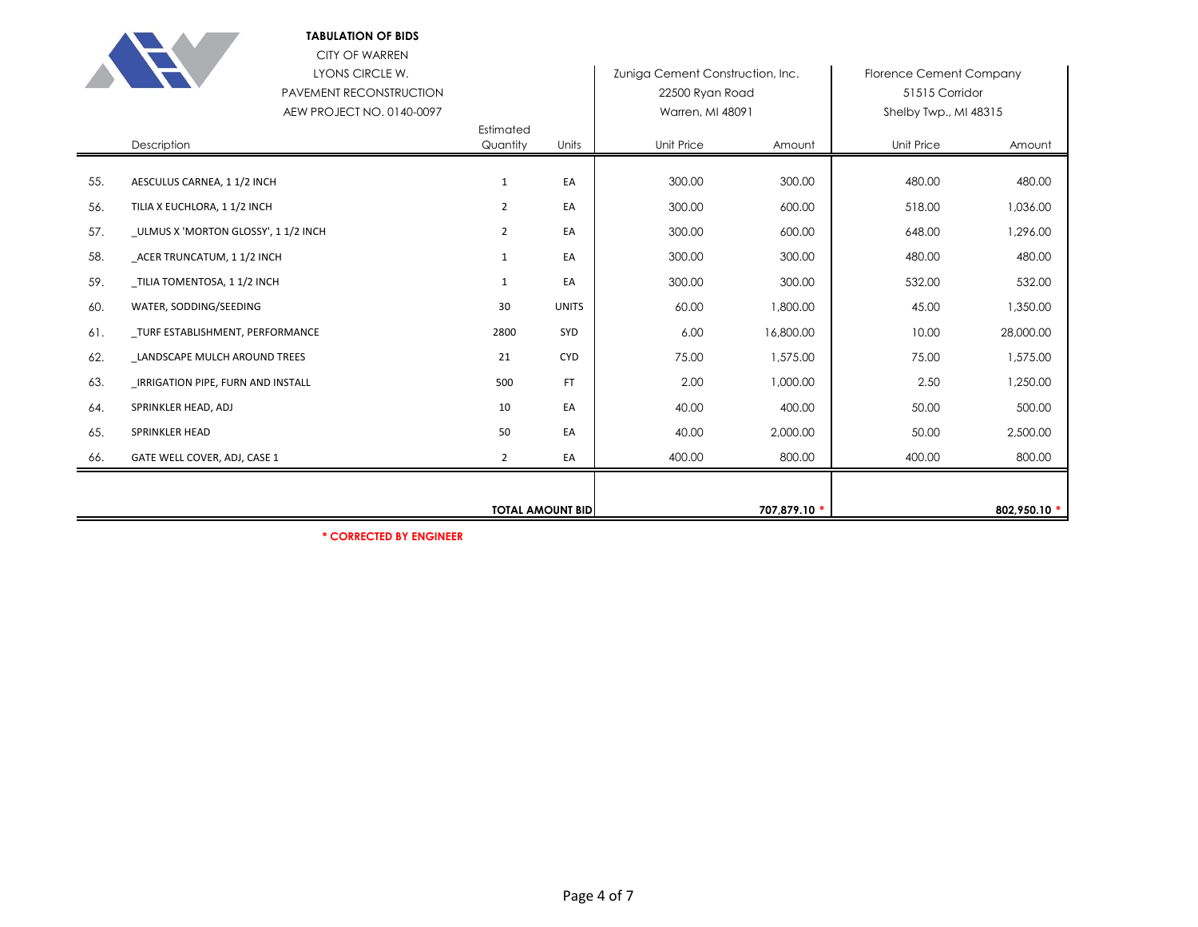**TABULATION OF BIDS**

CITY OF WARREN
LYONS CIRCLE W.
PAVEMENT RECONSTRUCTION
AEW PROJECT NO. 0140-0097

| | Description | Estimated Quantity | Units | Zuniga Cement Construction, Inc. 22500 Ryan Road Warren, MI 48091 Unit Price | Amount | Florence Cement Company 51515 Corridor Shelby Twp., MI 48315 Unit Price | Amount |
|---|---|---|---|---|---|---|---|
| 55. | AESCULUS CARNEA, 1 1/2 INCH | 1 | EA | 300.00 | 300.00 | 480.00 | 480.00 |
| 56. | TILIA X EUCHLORA, 1 1/2 INCH | 2 | EA | 300.00 | 600.00 | 518.00 | 1,036.00 |
| 57. | _ULMUS X 'MORTON GLOSSY', 1 1/2 INCH | 2 | EA | 300.00 | 600.00 | 648.00 | 1,296.00 |
| 58. | _ACER TRUNCATUM, 1 1/2 INCH | 1 | EA | 300.00 | 300.00 | 480.00 | 480.00 |
| 59. | _TILIA TOMENTOSA, 1 1/2 INCH | 1 | EA | 300.00 | 300.00 | 532.00 | 532.00 |
| 60. | WATER, SODDING/SEEDING | 30 | UNITS | 60.00 | 1,800.00 | 45.00 | 1,350.00 |
| 61. | _TURF ESTABLISHMENT, PERFORMANCE | 2800 | SYD | 6.00 | 16,800.00 | 10.00 | 28,000.00 |
| 62. | _LANDSCAPE MULCH AROUND TREES | 21 | CYD | 75.00 | 1,575.00 | 75.00 | 1,575.00 |
| 63. | _IRRIGATION PIPE, FURN AND INSTALL | 500 | FT | 2.00 | 1,000.00 | 2.50 | 1,250.00 |
| 64. | SPRINKLER HEAD, ADJ | 10 | EA | 40.00 | 400.00 | 50.00 | 500.00 |
| 65. | SPRINKLER HEAD | 50 | EA | 40.00 | 2,000.00 | 50.00 | 2,500.00 |
| 66. | GATE WELL COVER, ADJ, CASE 1 | 2 | EA | 400.00 | 800.00 | 400.00 | 800.00 |
| | | | **TOTAL AMOUNT BID** | | **707,879.10 *** | | **802,950.10 *** |

**\* CORRECTED BY ENGINEER**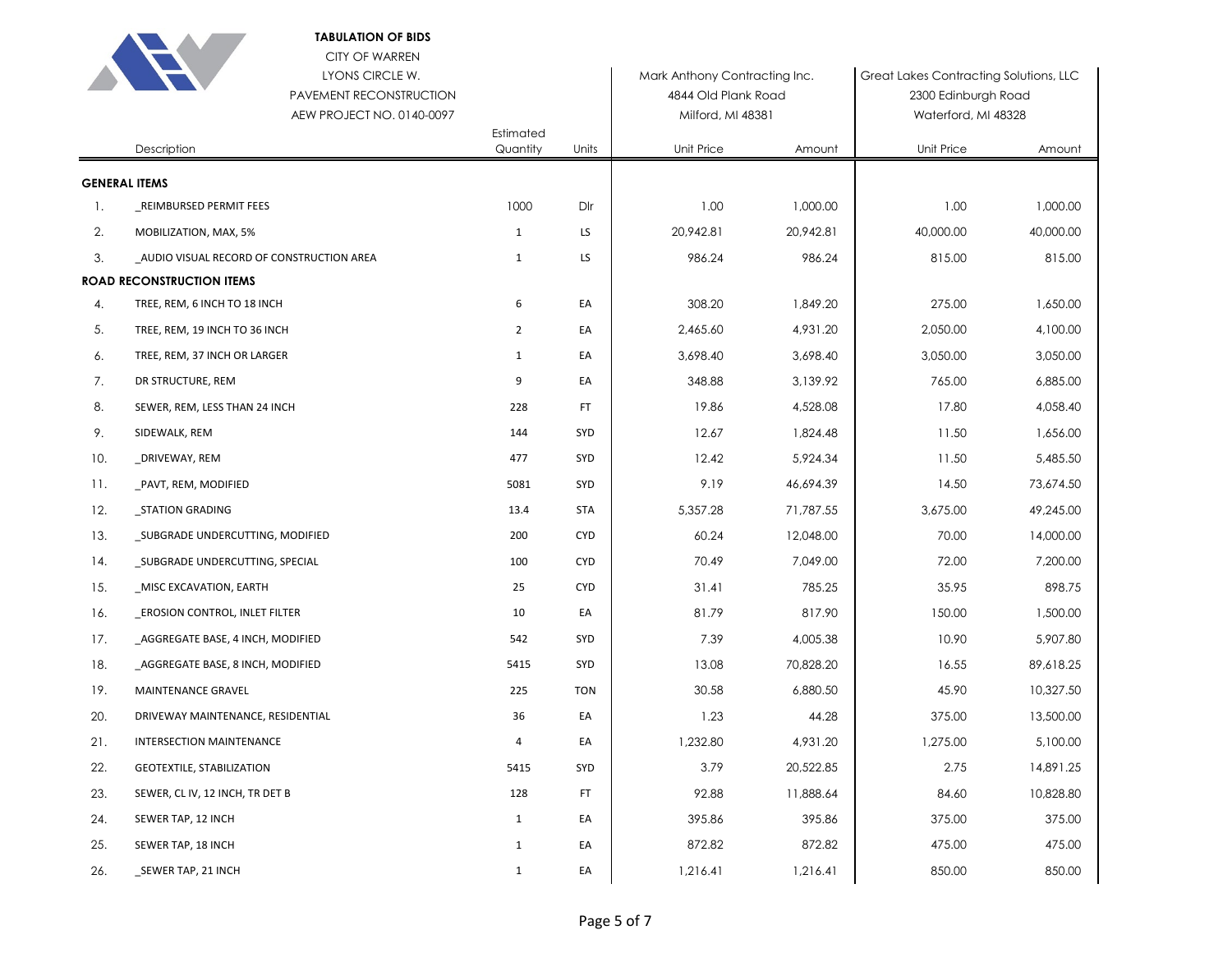**TABULATION OF BIDS**

CITY OF WARREN
LYONS CIRCLE W.
PAVEMENT RECONSTRUCTION
AEW PROJECT NO. 0140-0097

| | Description | Estimated Quantity | Units | Mark Anthony Contracting Inc. 4844 Old Plank Road Milford, MI 48381 Unit Price | Amount | Great Lakes Contracting Solutions, LLC 2300 Edinburgh Road Waterford, MI 48328 Unit Price | Amount |
|---|---|---|---|---|---|---|---|
| **GENERAL ITEMS** | | | | | | | |
| 1. | _REIMBURSED PERMIT FEES | 1000 | Dlr | 1.00 | 1,000.00 | 1.00 | 1,000.00 |
| 2. | MOBILIZATION, MAX, 5% | 1 | LS | 20,942.81 | 20,942.81 | 40,000.00 | 40,000.00 |
| 3. | _AUDIO VISUAL RECORD OF CONSTRUCTION AREA | 1 | LS | 986.24 | 986.24 | 815.00 | 815.00 |
| **ROAD RECONSTRUCTION ITEMS** | | | | | | | |
| 4. | TREE, REM, 6 INCH TO 18 INCH | 6 | EA | 308.20 | 1,849.20 | 275.00 | 1,650.00 |
| 5. | TREE, REM, 19 INCH TO 36 INCH | 2 | EA | 2,465.60 | 4,931.20 | 2,050.00 | 4,100.00 |
| 6. | TREE, REM, 37 INCH OR LARGER | 1 | EA | 3,698.40 | 3,698.40 | 3,050.00 | 3,050.00 |
| 7. | DR STRUCTURE, REM | 9 | EA | 348.88 | 3,139.92 | 765.00 | 6,885.00 |
| 8. | SEWER, REM, LESS THAN 24 INCH | 228 | FT | 19.86 | 4,528.08 | 17.80 | 4,058.40 |
| 9. | SIDEWALK, REM | 144 | SYD | 12.67 | 1,824.48 | 11.50 | 1,656.00 |
| 10. | _DRIVEWAY, REM | 477 | SYD | 12.42 | 5,924.34 | 11.50 | 5,485.50 |
| 11. | _PAVT, REM, MODIFIED | 5081 | SYD | 9.19 | 46,694.39 | 14.50 | 73,674.50 |
| 12. | _STATION GRADING | 13.4 | STA | 5,357.28 | 71,787.55 | 3,675.00 | 49,245.00 |
| 13. | _SUBGRADE UNDERCUTTING, MODIFIED | 200 | CYD | 60.24 | 12,048.00 | 70.00 | 14,000.00 |
| 14. | _SUBGRADE UNDERCUTTING, SPECIAL | 100 | CYD | 70.49 | 7,049.00 | 72.00 | 7,200.00 |
| 15. | _MISC EXCAVATION, EARTH | 25 | CYD | 31.41 | 785.25 | 35.95 | 898.75 |
| 16. | _EROSION CONTROL, INLET FILTER | 10 | EA | 81.79 | 817.90 | 150.00 | 1,500.00 |
| 17. | _AGGREGATE BASE, 4 INCH, MODIFIED | 542 | SYD | 7.39 | 4,005.38 | 10.90 | 5,907.80 |
| 18. | _AGGREGATE BASE, 8 INCH, MODIFIED | 5415 | SYD | 13.08 | 70,828.20 | 16.55 | 89,618.25 |
| 19. | MAINTENANCE GRAVEL | 225 | TON | 30.58 | 6,880.50 | 45.90 | 10,327.50 |
| 20. | DRIVEWAY MAINTENANCE, RESIDENTIAL | 36 | EA | 1.23 | 44.28 | 375.00 | 13,500.00 |
| 21. | INTERSECTION MAINTENANCE | 4 | EA | 1,232.80 | 4,931.20 | 1,275.00 | 5,100.00 |
| 22. | GEOTEXTILE, STABILIZATION | 5415 | SYD | 3.79 | 20,522.85 | 2.75 | 14,891.25 |
| 23. | SEWER, CL IV, 12 INCH, TR DET B | 128 | FT | 92.88 | 11,888.64 | 84.60 | 10,828.80 |
| 24. | SEWER TAP, 12 INCH | 1 | EA | 395.86 | 395.86 | 375.00 | 375.00 |
| 25. | SEWER TAP, 18 INCH | 1 | EA | 872.82 | 872.82 | 475.00 | 475.00 |
| 26. | _SEWER TAP, 21 INCH | 1 | EA | 1,216.41 | 1,216.41 | 850.00 | 850.00 |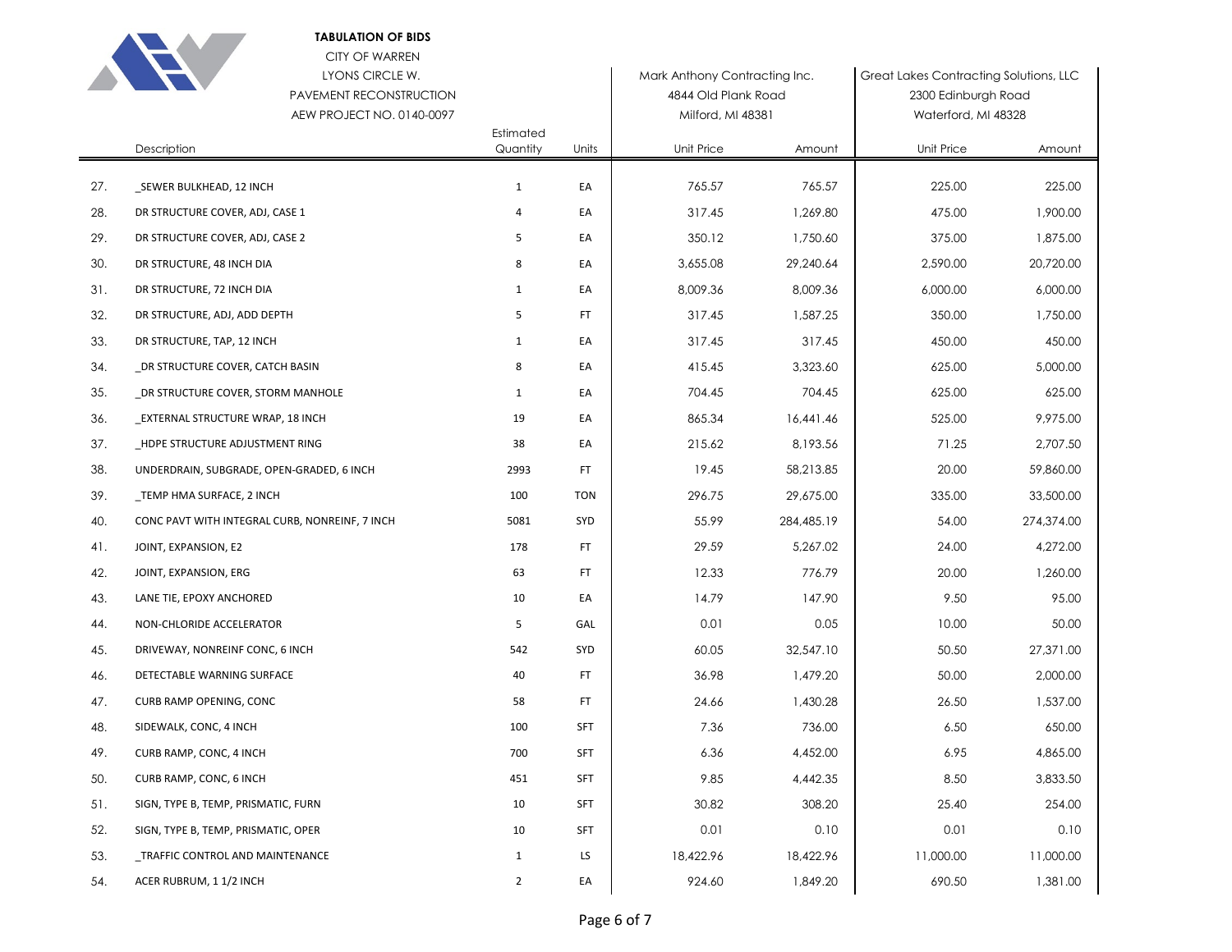**TABULATION OF BIDS**

CITY OF WARREN
LYONS CIRCLE W.
PAVEMENT RECONSTRUCTION
AEW PROJECT NO. 0140-0097

| | Description | Estimated Quantity | Units | Mark Anthony Contracting Inc.<br>4844 Old Plank Road<br>Milford, MI 48381<br>Unit Price | Amount | Great Lakes Contracting Solutions, LLC<br>2300 Edinburgh Road<br>Waterford, MI 48328<br>Unit Price | Amount |
|---|---|---|---|---|---|---|---|
| 27. | _SEWER BULKHEAD, 12 INCH | 1 | EA | 765.57 | 765.57 | 225.00 | 225.00 |
| 28. | DR STRUCTURE COVER, ADJ, CASE 1 | 4 | EA | 317.45 | 1,269.80 | 475.00 | 1,900.00 |
| 29. | DR STRUCTURE COVER, ADJ, CASE 2 | 5 | EA | 350.12 | 1,750.60 | 375.00 | 1,875.00 |
| 30. | DR STRUCTURE, 48 INCH DIA | 8 | EA | 3,655.08 | 29,240.64 | 2,590.00 | 20,720.00 |
| 31. | DR STRUCTURE, 72 INCH DIA | 1 | EA | 8,009.36 | 8,009.36 | 6,000.00 | 6,000.00 |
| 32. | DR STRUCTURE, ADJ, ADD DEPTH | 5 | FT | 317.45 | 1,587.25 | 350.00 | 1,750.00 |
| 33. | DR STRUCTURE, TAP, 12 INCH | 1 | EA | 317.45 | 317.45 | 450.00 | 450.00 |
| 34. | _DR STRUCTURE COVER, CATCH BASIN | 8 | EA | 415.45 | 3,323.60 | 625.00 | 5,000.00 |
| 35. | _DR STRUCTURE COVER, STORM MANHOLE | 1 | EA | 704.45 | 704.45 | 625.00 | 625.00 |
| 36. | _EXTERNAL STRUCTURE WRAP, 18 INCH | 19 | EA | 865.34 | 16,441.46 | 525.00 | 9,975.00 |
| 37. | _HDPE STRUCTURE ADJUSTMENT RING | 38 | EA | 215.62 | 8,193.56 | 71.25 | 2,707.50 |
| 38. | UNDERDRAIN, SUBGRADE, OPEN-GRADED, 6 INCH | 2993 | FT | 19.45 | 58,213.85 | 20.00 | 59,860.00 |
| 39. | _TEMP HMA SURFACE, 2 INCH | 100 | TON | 296.75 | 29,675.00 | 335.00 | 33,500.00 |
| 40. | CONC PAVT WITH INTEGRAL CURB, NONREINF, 7 INCH | 5081 | SYD | 55.99 | 284,485.19 | 54.00 | 274,374.00 |
| 41. | JOINT, EXPANSION, E2 | 178 | FT | 29.59 | 5,267.02 | 24.00 | 4,272.00 |
| 42. | JOINT, EXPANSION, ERG | 63 | FT | 12.33 | 776.79 | 20.00 | 1,260.00 |
| 43. | LANE TIE, EPOXY ANCHORED | 10 | EA | 14.79 | 147.90 | 9.50 | 95.00 |
| 44. | NON-CHLORIDE ACCELERATOR | 5 | GAL | 0.01 | 0.05 | 10.00 | 50.00 |
| 45. | DRIVEWAY, NONREINF CONC, 6 INCH | 542 | SYD | 60.05 | 32,547.10 | 50.50 | 27,371.00 |
| 46. | DETECTABLE WARNING SURFACE | 40 | FT | 36.98 | 1,479.20 | 50.00 | 2,000.00 |
| 47. | CURB RAMP OPENING, CONC | 58 | FT | 24.66 | 1,430.28 | 26.50 | 1,537.00 |
| 48. | SIDEWALK, CONC, 4 INCH | 100 | SFT | 7.36 | 736.00 | 6.50 | 650.00 |
| 49. | CURB RAMP, CONC, 4 INCH | 700 | SFT | 6.36 | 4,452.00 | 6.95 | 4,865.00 |
| 50. | CURB RAMP, CONC, 6 INCH | 451 | SFT | 9.85 | 4,442.35 | 8.50 | 3,833.50 |
| 51. | SIGN, TYPE B, TEMP, PRISMATIC, FURN | 10 | SFT | 30.82 | 308.20 | 25.40 | 254.00 |
| 52. | SIGN, TYPE B, TEMP, PRISMATIC, OPER | 10 | SFT | 0.01 | 0.10 | 0.01 | 0.10 |
| 53. | _TRAFFIC CONTROL AND MAINTENANCE | 1 | LS | 18,422.96 | 18,422.96 | 11,000.00 | 11,000.00 |
| 54. | ACER RUBRUM, 1 1/2 INCH | 2 | EA | 924.60 | 1,849.20 | 690.50 | 1,381.00 |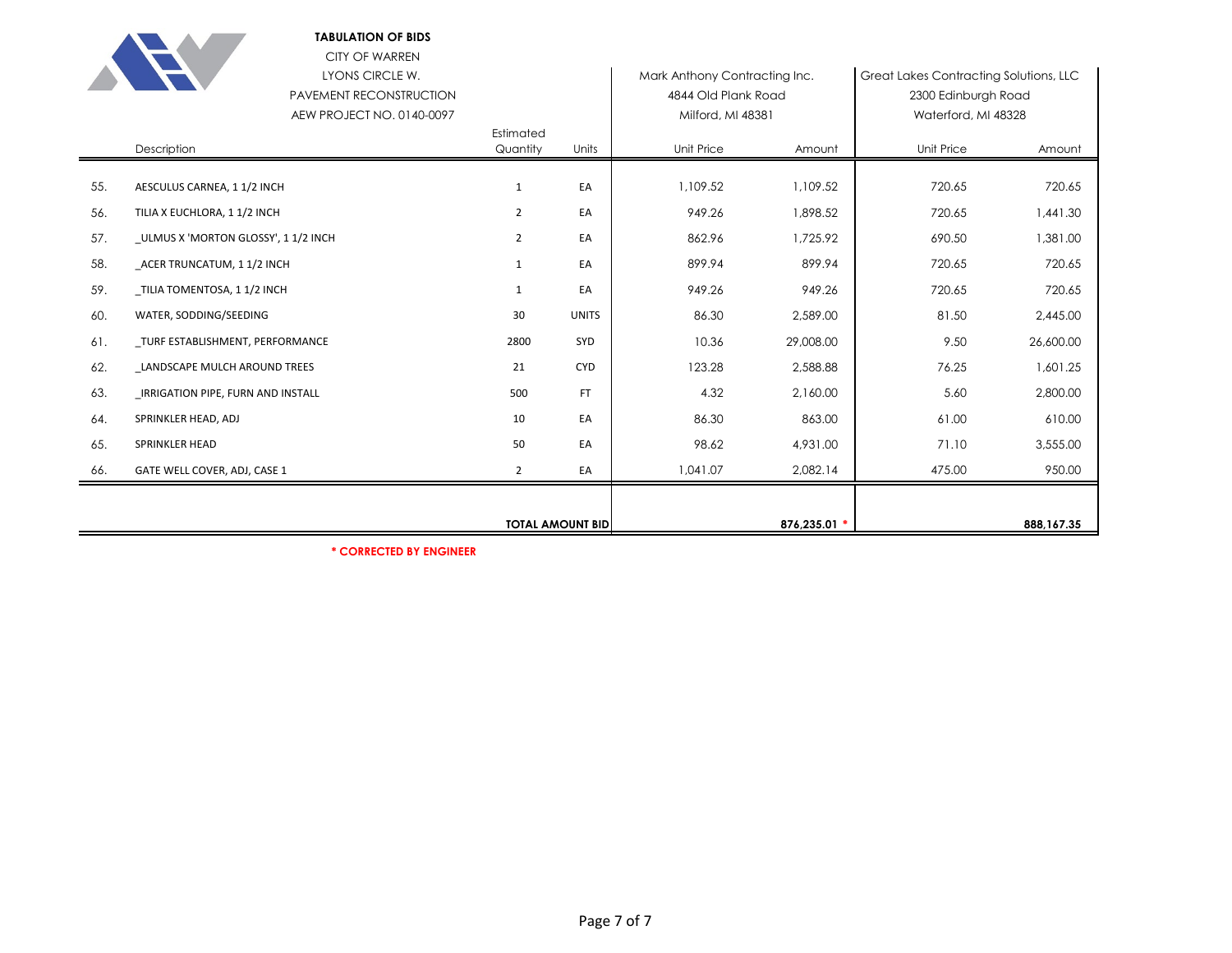**TABULATION OF BIDS**

CITY OF WARREN
LYONS CIRCLE W.
PAVEMENT RECONSTRUCTION
AEW PROJECT NO. 0140-0097

| | | | | Mark Anthony Contracting Inc. 4844 Old Plank Road Milford, MI 48381 | | Great Lakes Contracting Solutions, LLC 2300 Edinburgh Road Waterford, MI 48328 | |
|---|---|---|---|---|---|---|---|
| | Description | Estimated Quantity | Units | Unit Price | Amount | Unit Price | Amount |
| 55. | AESCULUS CARNEA, 1 1/2 INCH | 1 | EA | 1,109.52 | 1,109.52 | 720.65 | 720.65 |
| 56. | TILIA X EUCHLORA, 1 1/2 INCH | 2 | EA | 949.26 | 1,898.52 | 720.65 | 1,441.30 |
| 57. | _ULMUS X 'MORTON GLOSSY', 1 1/2 INCH | 2 | EA | 862.96 | 1,725.92 | 690.50 | 1,381.00 |
| 58. | _ACER TRUNCATUM, 1 1/2 INCH | 1 | EA | 899.94 | 899.94 | 720.65 | 720.65 |
| 59. | _TILIA TOMENTOSA, 1 1/2 INCH | 1 | EA | 949.26 | 949.26 | 720.65 | 720.65 |
| 60. | WATER, SODDING/SEEDING | 30 | UNITS | 86.30 | 2,589.00 | 81.50 | 2,445.00 |
| 61. | _TURF ESTABLISHMENT, PERFORMANCE | 2800 | SYD | 10.36 | 29,008.00 | 9.50 | 26,600.00 |
| 62. | _LANDSCAPE MULCH AROUND TREES | 21 | CYD | 123.28 | 2,588.88 | 76.25 | 1,601.25 |
| 63. | _IRRIGATION PIPE, FURN AND INSTALL | 500 | FT | 4.32 | 2,160.00 | 5.60 | 2,800.00 |
| 64. | SPRINKLER HEAD, ADJ | 10 | EA | 86.30 | 863.00 | 61.00 | 610.00 |
| 65. | SPRINKLER HEAD | 50 | EA | 98.62 | 4,931.00 | 71.10 | 3,555.00 |
| 66. | GATE WELL COVER, ADJ, CASE 1 | 2 | EA | 1,041.07 | 2,082.14 | 475.00 | 950.00 |
| | | **TOTAL AMOUNT BID** | | | **876,235.01** * | | **888,167.35** |

**\* CORRECTED BY ENGINEER**